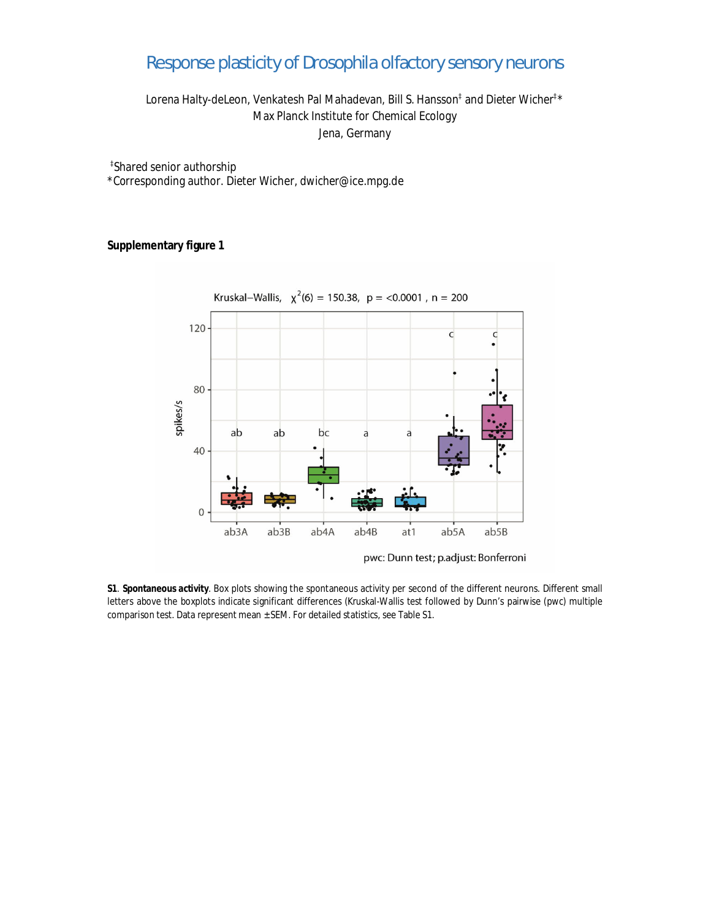# Response plasticity of Drosophila olfactory sensory neurons

Lorena Halty-deLeon, Venkatesh Pal Mahadevan, Bill S. Hansson[‡] and Dieter Wicher[‡]*
Max Planck Institute for Chemical Ecology
Jena, Germany

[‡]Shared senior authorship
*Corresponding author. Dieter Wicher, dwicher@ice.mpg.de

**Supplementary figure 1**

**S1**. **Spontaneous activity**. Box plots showing the spontaneous activity per second of the different neurons. Different small letters above the boxplots indicate significant differences (Kruskal-Wallis test followed by Dunn's pairwise (pwc) multiple comparison test. Data represent mean ±SEM. For detailed statistics, see Table S1.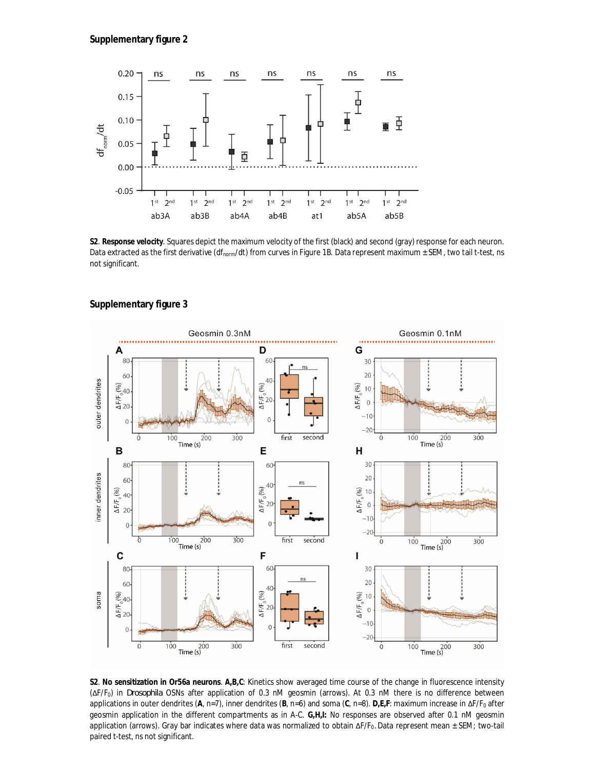## Supplementary figure 2

**S2**. **Response velocity**. Squares depict the maximum velocity of the first (black) and second (gray) response for each neuron. Data extracted as the first derivative ($df_{norm}/dt$) from curves in Figure 1B. Data represent maximum ± SEM, two tail t-test, ns not significant.

## Supplementary figure 3

**S2**. **No sensitization in Or56a neurons**. **A,B,C**: Kinetics show averaged time course of the change in fluorescence intensity ($\Delta F/F_0$) in *Drosophila* OSNs after application of 0.3 nM geosmin (arrows). At 0.3 nM there is no difference between applications in outer dendrites (**A**, n=7), inner dendrites (**B**, n=6) and soma (**C**, n=8). **D,E,F**: maximum increase in $\Delta F/F_0$ after geosmin application in the different compartments as in A-C. **G,H,I**: No responses are observed after 0.1 nM geosmin application (arrows). Gray bar indicates where data was normalized to obtain $\Delta F/F_0$. Data represent mean ± SEM; two-tail paired t-test, ns not significant.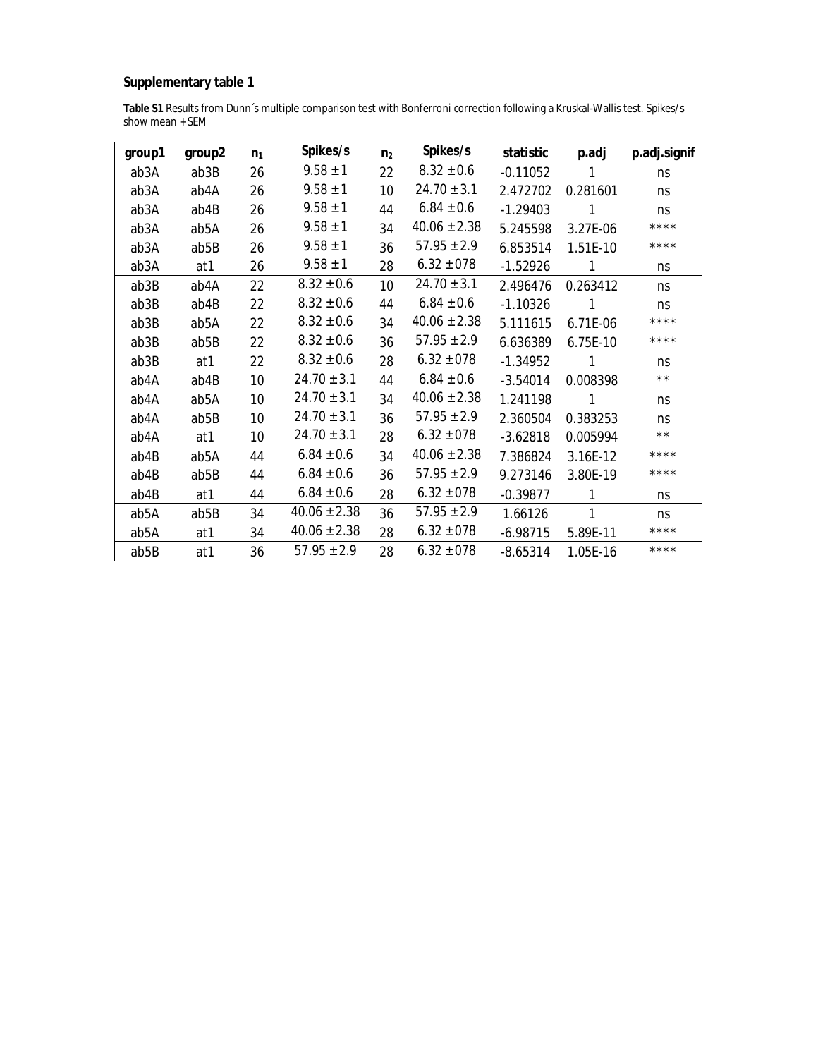**Supplementary table 1**

**Table S1** Results from Dunn´s multiple comparison test with Bonferroni correction following a Kruskal-Wallis test. Spikes/s show mean + SEM

| group1 | group2 | $n_1$ | Spikes/s | $n_2$ | Spikes/s | statistic | p.adj | p.adj.signif |
|---|---|---|---|---|---|---|---|---|
| ab3A | ab3B | 26 | 9.58 ± 1 | 22 | 8.32 ± 0.6 | -0.11052 | 1 | ns |
| ab3A | ab4A | 26 | 9.58 ± 1 | 10 | 24.70 ± 3.1 | 2.472702 | 0.281601 | ns |
| ab3A | ab4B | 26 | 9.58 ± 1 | 44 | 6.84 ± 0.6 | -1.29403 | 1 | ns |
| ab3A | ab5A | 26 | 9.58 ± 1 | 34 | 40.06 ± 2.38 | 5.245598 | 3.27E-06 | **** |
| ab3A | ab5B | 26 | 9.58 ± 1 | 36 | 57.95 ± 2.9 | 6.853514 | 1.51E-10 | **** |
| ab3A | at1 | 26 | 9.58 ± 1 | 28 | 6.32 ± 078 | -1.52926 | 1 | ns |
| ab3B | ab4A | 22 | 8.32 ± 0.6 | 10 | 24.70 ± 3.1 | 2.496476 | 0.263412 | ns |
| ab3B | ab4B | 22 | 8.32 ± 0.6 | 44 | 6.84 ± 0.6 | -1.10326 | 1 | ns |
| ab3B | ab5A | 22 | 8.32 ± 0.6 | 34 | 40.06 ± 2.38 | 5.111615 | 6.71E-06 | **** |
| ab3B | ab5B | 22 | 8.32 ± 0.6 | 36 | 57.95 ± 2.9 | 6.636389 | 6.75E-10 | **** |
| ab3B | at1 | 22 | 8.32 ± 0.6 | 28 | 6.32 ± 078 | -1.34952 | 1 | ns |
| ab4A | ab4B | 10 | 24.70 ± 3.1 | 44 | 6.84 ± 0.6 | -3.54014 | 0.008398 | ** |
| ab4A | ab5A | 10 | 24.70 ± 3.1 | 34 | 40.06 ± 2.38 | 1.241198 | 1 | ns |
| ab4A | ab5B | 10 | 24.70 ± 3.1 | 36 | 57.95 ± 2.9 | 2.360504 | 0.383253 | ns |
| ab4A | at1 | 10 | 24.70 ± 3.1 | 28 | 6.32 ± 078 | -3.62818 | 0.005994 | ** |
| ab4B | ab5A | 44 | 6.84 ± 0.6 | 34 | 40.06 ± 2.38 | 7.386824 | 3.16E-12 | **** |
| ab4B | ab5B | 44 | 6.84 ± 0.6 | 36 | 57.95 ± 2.9 | 9.273146 | 3.80E-19 | **** |
| ab4B | at1 | 44 | 6.84 ± 0.6 | 28 | 6.32 ± 078 | -0.39877 | 1 | ns |
| ab5A | ab5B | 34 | 40.06 ± 2.38 | 36 | 57.95 ± 2.9 | 1.66126 | 1 | ns |
| ab5A | at1 | 34 | 40.06 ± 2.38 | 28 | 6.32 ± 078 | -6.98715 | 5.89E-11 | **** |
| ab5B | at1 | 36 | 57.95 ± 2.9 | 28 | 6.32 ± 078 | -8.65314 | 1.05E-16 | **** |